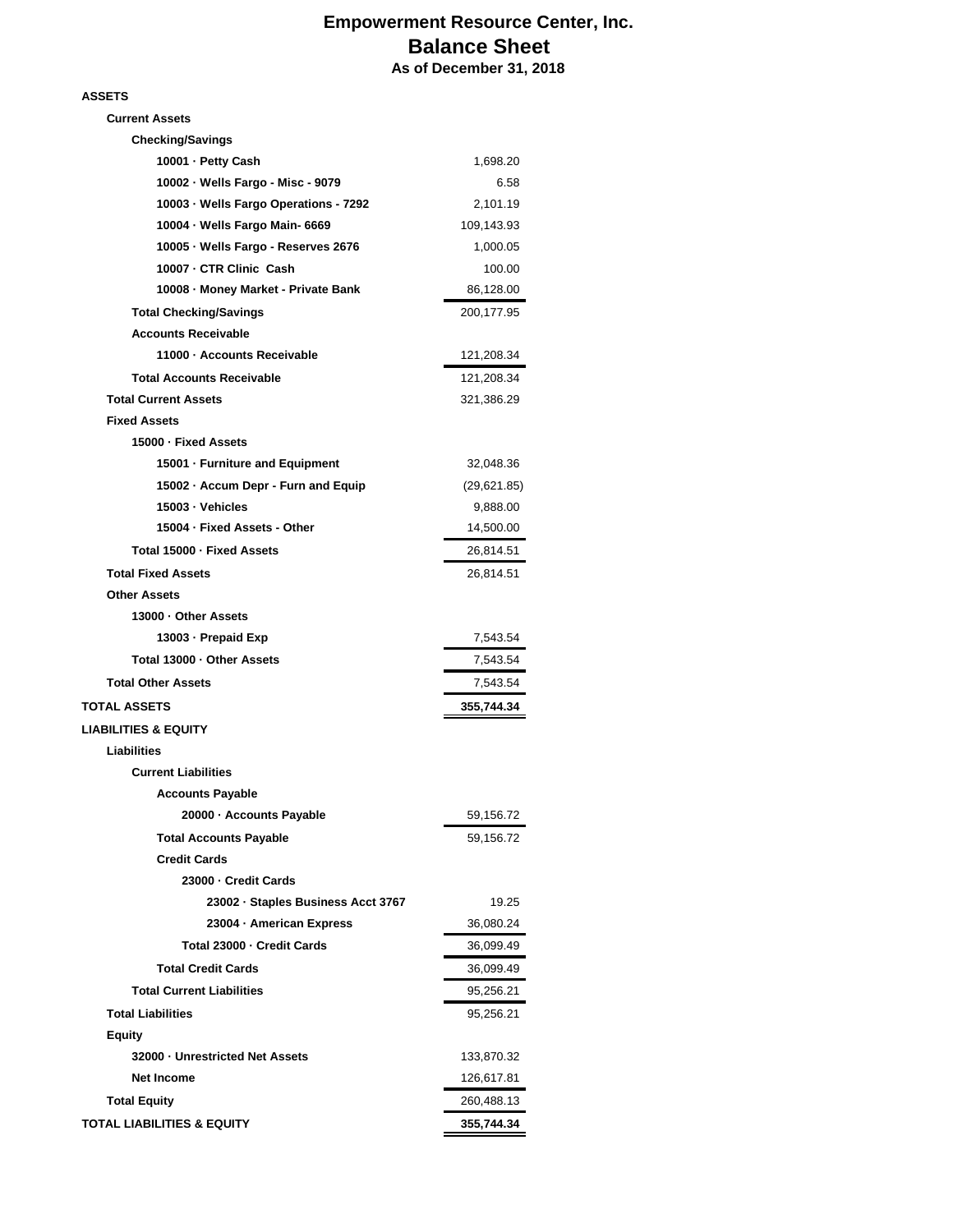# Empowerment Resource Center, Inc.
## Balance Sheet
### As of December 31, 2018

| | |
|---|---|
| **ASSETS** | |
| **Current Assets** | |
| **Checking/Savings** | |
| **10001 · Petty Cash** | 1,698.20 |
| **10002 · Wells Fargo - Misc - 9079** | 6.58 |
| **10003 · Wells Fargo Operations - 7292** | 2,101.19 |
| **10004 · Wells Fargo Main- 6669** | 109,143.93 |
| **10005 · Wells Fargo - Reserves 2676** | 1,000.05 |
| **10007 · CTR Clinic Cash** | 100.00 |
| **10008 · Money Market - Private Bank** | 86,128.00 |
| **Total Checking/Savings** | 200,177.95 |
| **Accounts Receivable** | |
| **11000 · Accounts Receivable** | 121,208.34 |
| **Total Accounts Receivable** | 121,208.34 |
| **Total Current Assets** | 321,386.29 |
| **Fixed Assets** | |
| **15000 · Fixed Assets** | |
| **15001 · Furniture and Equipment** | 32,048.36 |
| **15002 · Accum Depr - Furn and Equip** | (29,621.85) |
| **15003 · Vehicles** | 9,888.00 |
| **15004 · Fixed Assets - Other** | 14,500.00 |
| **Total 15000 · Fixed Assets** | 26,814.51 |
| **Total Fixed Assets** | 26,814.51 |
| **Other Assets** | |
| **13000 · Other Assets** | |
| **13003 · Prepaid Exp** | 7,543.54 |
| **Total 13000 · Other Assets** | 7,543.54 |
| **Total Other Assets** | 7,543.54 |
| **TOTAL ASSETS** | **355,744.34** |
| **LIABILITIES & EQUITY** | |
| **Liabilities** | |
| **Current Liabilities** | |
| **Accounts Payable** | |
| **20000 · Accounts Payable** | 59,156.72 |
| **Total Accounts Payable** | 59,156.72 |
| **Credit Cards** | |
| **23000 · Credit Cards** | |
| **23002 · Staples Business Acct 3767** | 19.25 |
| **23004 · American Express** | 36,080.24 |
| **Total 23000 · Credit Cards** | 36,099.49 |
| **Total Credit Cards** | 36,099.49 |
| **Total Current Liabilities** | 95,256.21 |
| **Total Liabilities** | 95,256.21 |
| **Equity** | |
| **32000 · Unrestricted Net Assets** | 133,870.32 |
| **Net Income** | 126,617.81 |
| **Total Equity** | 260,488.13 |
| **TOTAL LIABILITIES & EQUITY** | **355,744.34** |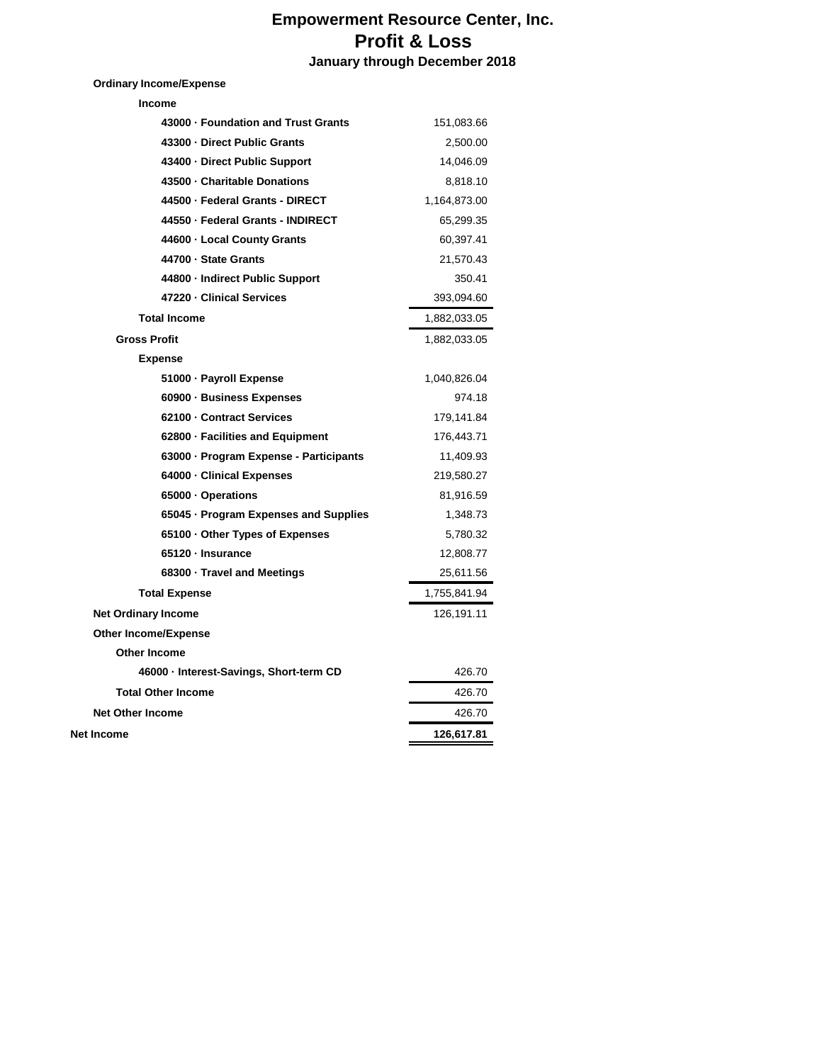# Empowerment Resource Center, Inc.
## Profit & Loss
### January through December 2018

| | January through December 2018 |
|---|---|
| **Ordinary Income/Expense** | |
| **Income** | |
| 43000 · Foundation and Trust Grants | 151,083.66 |
| 43300 · Direct Public Grants | 2,500.00 |
| 43400 · Direct Public Support | 14,046.09 |
| 43500 · Charitable Donations | 8,818.10 |
| 44500 · Federal Grants - DIRECT | 1,164,873.00 |
| 44550 · Federal Grants - INDIRECT | 65,299.35 |
| 44600 · Local County Grants | 60,397.41 |
| 44700 · State Grants | 21,570.43 |
| 44800 · Indirect Public Support | 350.41 |
| 47220 · Clinical Services | 393,094.60 |
| **Total Income** | 1,882,033.05 |
| **Gross Profit** | 1,882,033.05 |
| **Expense** | |
| 51000 · Payroll Expense | 1,040,826.04 |
| 60900 · Business Expenses | 974.18 |
| 62100 · Contract Services | 179,141.84 |
| 62800 · Facilities and Equipment | 176,443.71 |
| 63000 · Program Expense - Participants | 11,409.93 |
| 64000 · Clinical Expenses | 219,580.27 |
| 65000 · Operations | 81,916.59 |
| 65045 · Program Expenses and Supplies | 1,348.73 |
| 65100 · Other Types of Expenses | 5,780.32 |
| 65120 · Insurance | 12,808.77 |
| 68300 · Travel and Meetings | 25,611.56 |
| **Total Expense** | 1,755,841.94 |
| **Net Ordinary Income** | 126,191.11 |
| **Other Income/Expense** | |
| **Other Income** | |
| 46000 · Interest-Savings, Short-term CD | 426.70 |
| **Total Other Income** | 426.70 |
| **Net Other Income** | 426.70 |
| **Net Income** | **126,617.81** |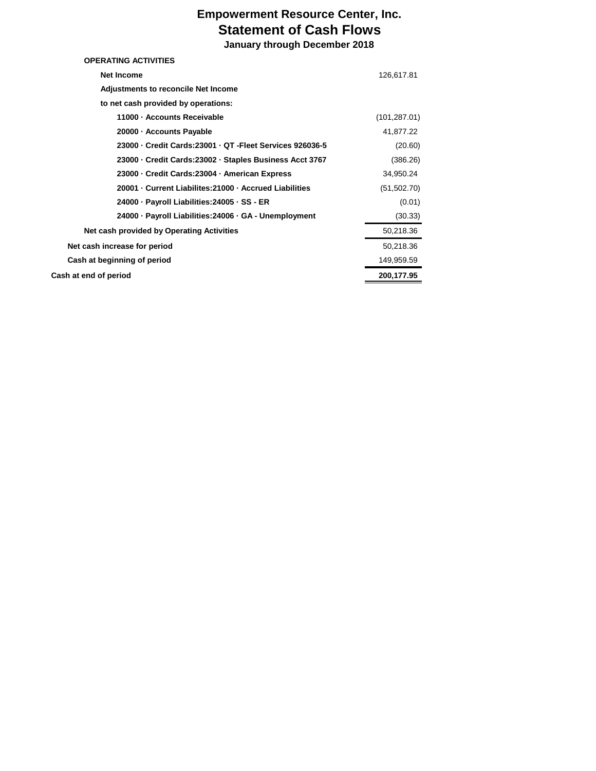# Empowerment Resource Center, Inc.
## Statement of Cash Flows
### January through December 2018

| | |
|---|---|
| **OPERATING ACTIVITIES** | |
| **Net Income** | 126,617.81 |
| **Adjustments to reconcile Net Income** | |
| **to net cash provided by operations:** | |
| **11000 · Accounts Receivable** | (101,287.01) |
| **20000 · Accounts Payable** | 41,877.22 |
| **23000 · Credit Cards:23001 · QT -Fleet Services 926036-5** | (20.60) |
| **23000 · Credit Cards:23002 · Staples Business Acct 3767** | (386.26) |
| **23000 · Credit Cards:23004 · American Express** | 34,950.24 |
| **20001 · Current Liabilites:21000 · Accrued Liabilities** | (51,502.70) |
| **24000 · Payroll Liabilities:24005 · SS - ER** | (0.01) |
| **24000 · Payroll Liabilities:24006 · GA - Unemployment** | (30.33) |
| **Net cash provided by Operating Activities** | 50,218.36 |
| **Net cash increase for period** | 50,218.36 |
| **Cash at beginning of period** | 149,959.59 |
| **Cash at end of period** | **200,177.95** |